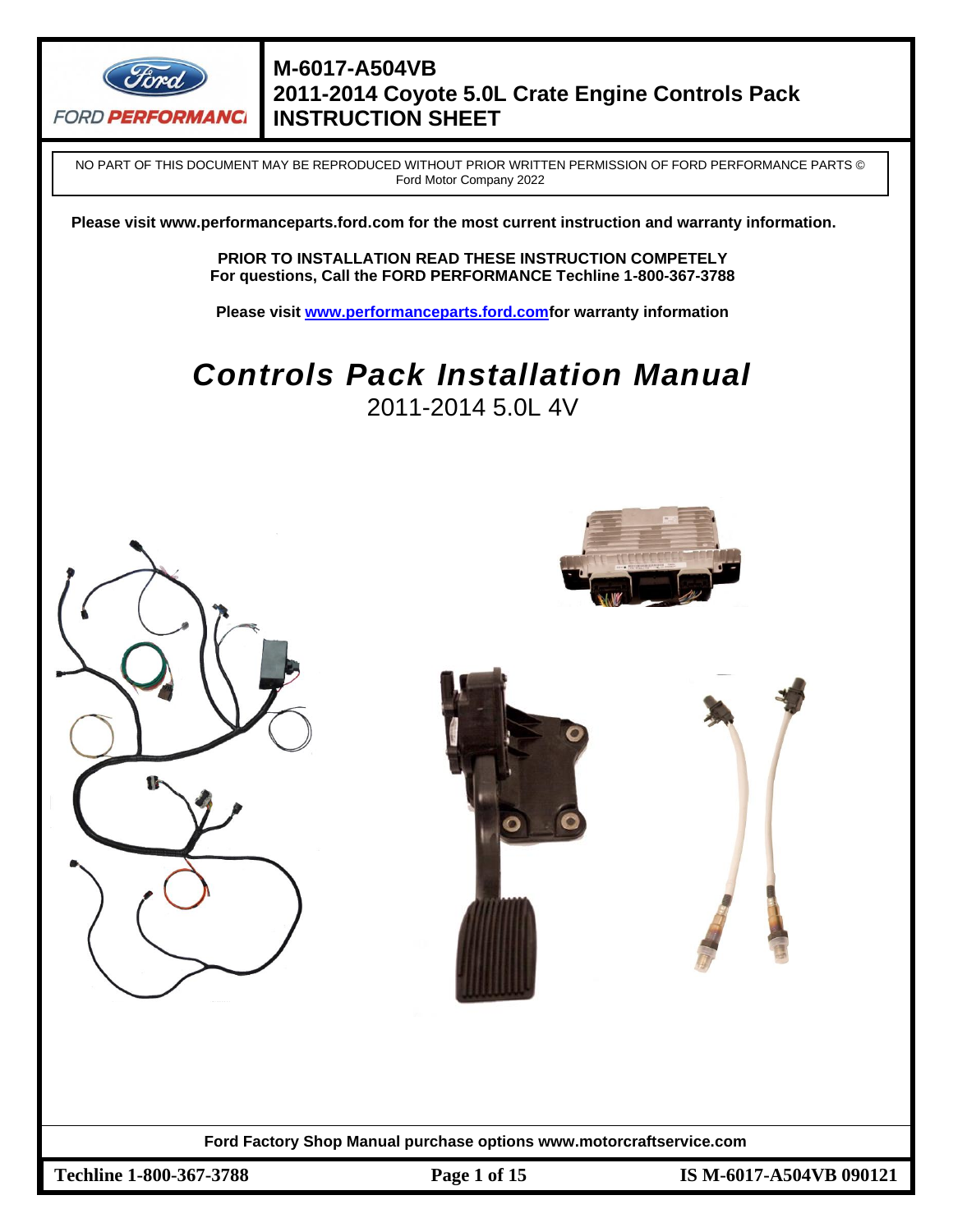# M-6017-A504VB
# 2011-2014 Coyote 5.0L Crate Engine Controls Pack
# INSTRUCTION SHEET

NO PART OF THIS DOCUMENT MAY BE REPRODUCED WITHOUT PRIOR WRITTEN PERMISSION OF FORD PERFORMANCE PARTS © Ford Motor Company 2022

**Please visit www.performanceparts.ford.com for the most current instruction and warranty information.**

**PRIOR TO INSTALLATION READ THESE INSTRUCTION COMPETELY**
**For questions, Call the FORD PERFORMANCE Techline 1-800-367-3788**

**Please visit www.performanceparts.ford.comfor warranty information**

## *Controls Pack Installation Manual*

2011-2014 5.0L 4V

**Ford Factory Shop Manual purchase options www.motorcraftservice.com**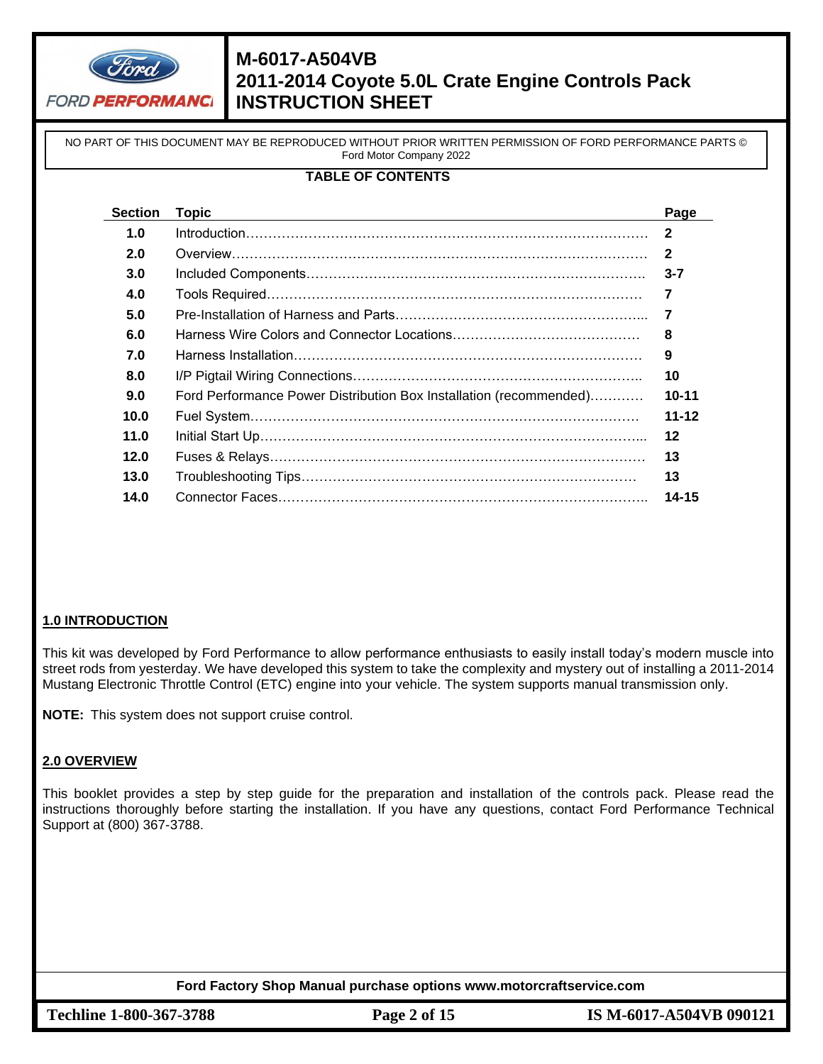# M-6017-A504VB
# 2011-2014 Coyote 5.0L Crate Engine Controls Pack
# INSTRUCTION SHEET

NO PART OF THIS DOCUMENT MAY BE REPRODUCED WITHOUT PRIOR WRITTEN PERMISSION OF FORD PERFORMANCE PARTS © Ford Motor Company 2022

**TABLE OF CONTENTS**

| Section | Topic | Page |
|---|---|---|
| 1.0 | Introduction | 2 |
| 2.0 | Overview | 2 |
| 3.0 | Included Components | 3-7 |
| 4.0 | Tools Required | 7 |
| 5.0 | Pre-Installation of Harness and Parts | 7 |
| 6.0 | Harness Wire Colors and Connector Locations | 8 |
| 7.0 | Harness Installation | 9 |
| 8.0 | I/P Pigtail Wiring Connections | 10 |
| 9.0 | Ford Performance Power Distribution Box Installation (recommended) | 10-11 |
| 10.0 | Fuel System | 11-12 |
| 11.0 | Initial Start Up | 12 |
| 12.0 | Fuses & Relays | 13 |
| 13.0 | Troubleshooting Tips | 13 |
| 14.0 | Connector Faces | 14-15 |

## 1.0 INTRODUCTION

This kit was developed by Ford Performance to allow performance enthusiasts to easily install today's modern muscle into street rods from yesterday. We have developed this system to take the complexity and mystery out of installing a 2011-2014 Mustang Electronic Throttle Control (ETC) engine into your vehicle. The system supports manual transmission only.

**NOTE:** This system does not support cruise control.

## 2.0 OVERVIEW

This booklet provides a step by step guide for the preparation and installation of the controls pack. Please read the instructions thoroughly before starting the installation. If you have any questions, contact Ford Performance Technical Support at (800) 367-3788.

**Ford Factory Shop Manual purchase options www.motorcraftservice.com**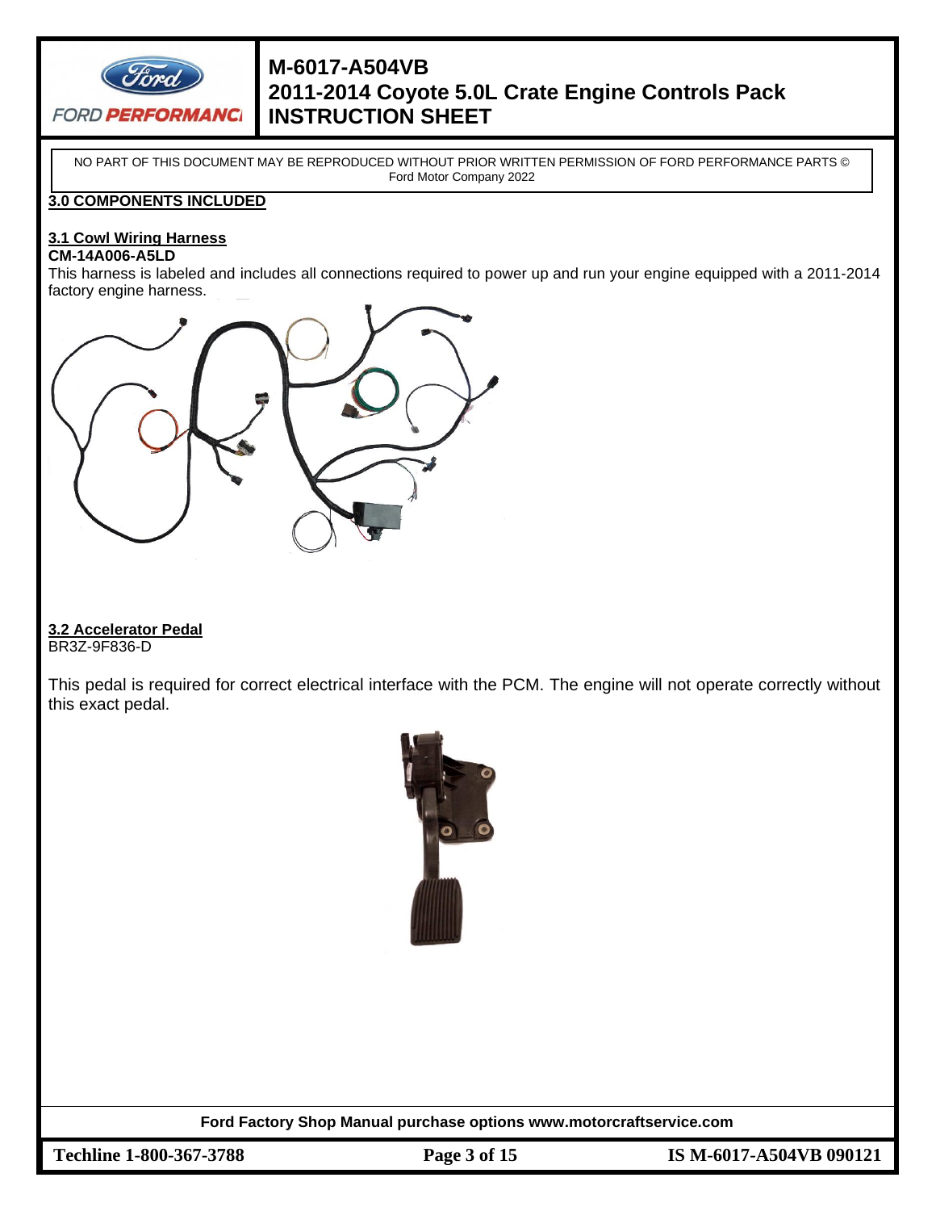NO PART OF THIS DOCUMENT MAY BE REPRODUCED WITHOUT PRIOR WRITTEN PERMISSION OF FORD PERFORMANCE PARTS © Ford Motor Company 2022

## 3.0 COMPONENTS INCLUDED

### 3.1 Cowl Wiring Harness

**CM-14A006-A5LD**

This harness is labeled and includes all connections required to power up and run your engine equipped with a 2011-2014 factory engine harness.

### 3.2 Accelerator Pedal

BR3Z-9F836-D

This pedal is required for correct electrical interface with the PCM. The engine will not operate correctly without this exact pedal.

**Ford Factory Shop Manual purchase options www.motorcraftservice.com**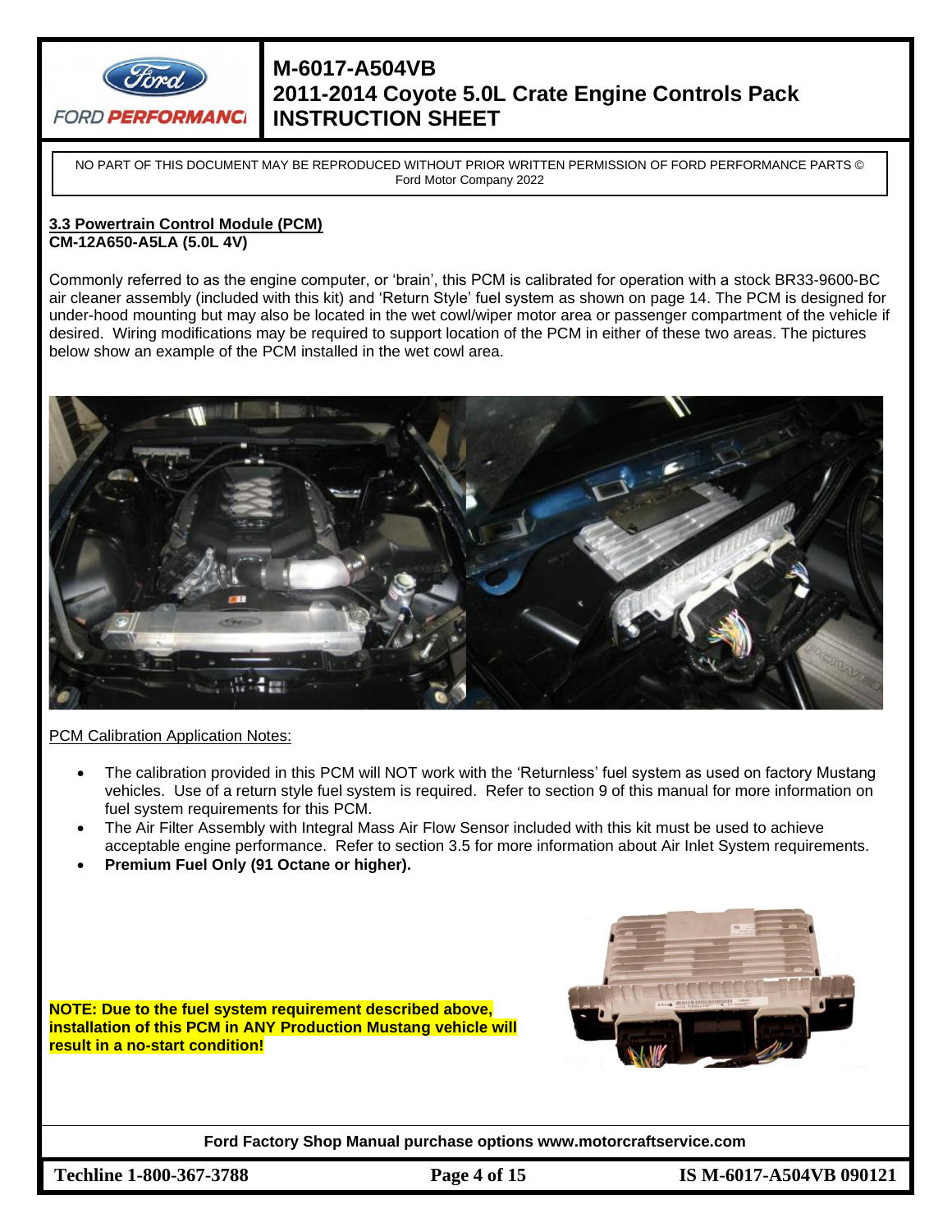NO PART OF THIS DOCUMENT MAY BE REPRODUCED WITHOUT PRIOR WRITTEN PERMISSION OF FORD PERFORMANCE PARTS © Ford Motor Company 2022

### 3.3 Powertrain Control Module (PCM)
**CM-12A650-A5LA (5.0L 4V)**

Commonly referred to as the engine computer, or 'brain', this PCM is calibrated for operation with a stock BR33-9600-BC air cleaner assembly (included with this kit) and 'Return Style' fuel system as shown on page 14. The PCM is designed for under-hood mounting but may also be located in the wet cowl/wiper motor area or passenger compartment of the vehicle if desired. Wiring modifications may be required to support location of the PCM in either of these two areas. The pictures below show an example of the PCM installed in the wet cowl area.

PCM Calibration Application Notes:

- The calibration provided in this PCM will NOT work with the 'Returnless' fuel system as used on factory Mustang vehicles. Use of a return style fuel system is required. Refer to section 9 of this manual for more information on fuel system requirements for this PCM.
- The Air Filter Assembly with Integral Mass Air Flow Sensor included with this kit must be used to achieve acceptable engine performance. Refer to section 3.5 for more information about Air Inlet System requirements.
- **Premium Fuel Only (91 Octane or higher).**

**NOTE: Due to the fuel system requirement described above, installation of this PCM in ANY Production Mustang vehicle will result in a no-start condition!**

**Ford Factory Shop Manual purchase options www.motorcraftservice.com**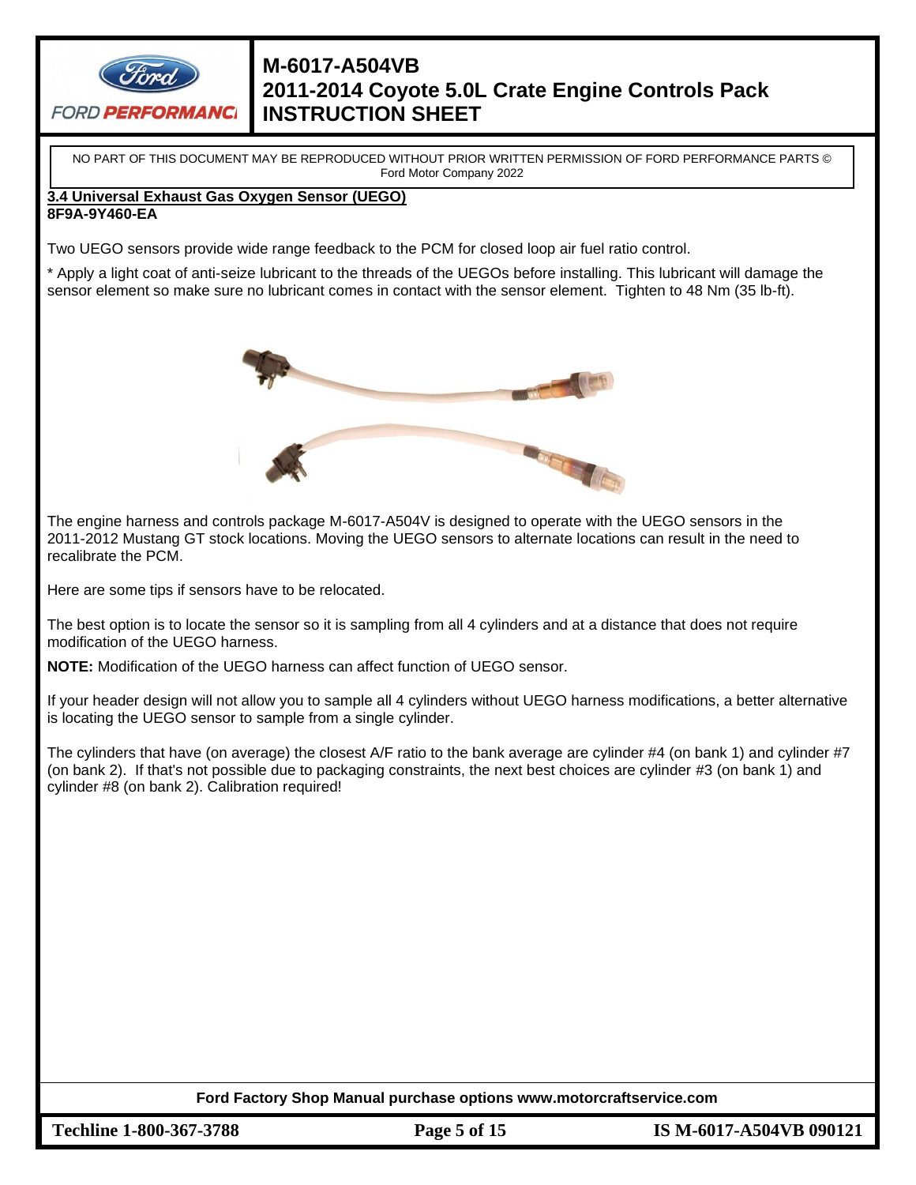NO PART OF THIS DOCUMENT MAY BE REPRODUCED WITHOUT PRIOR WRITTEN PERMISSION OF FORD PERFORMANCE PARTS © Ford Motor Company 2022

### 3.4 Universal Exhaust Gas Oxygen Sensor (UEGO)

**8F9A-9Y460-EA**

Two UEGO sensors provide wide range feedback to the PCM for closed loop air fuel ratio control.

* Apply a light coat of anti-seize lubricant to the threads of the UEGOs before installing. This lubricant will damage the sensor element so make sure no lubricant comes in contact with the sensor element. Tighten to 48 Nm (35 lb-ft).

The engine harness and controls package M-6017-A504V is designed to operate with the UEGO sensors in the 2011-2012 Mustang GT stock locations. Moving the UEGO sensors to alternate locations can result in the need to recalibrate the PCM.

Here are some tips if sensors have to be relocated.

The best option is to locate the sensor so it is sampling from all 4 cylinders and at a distance that does not require modification of the UEGO harness.

**NOTE:** Modification of the UEGO harness can affect function of UEGO sensor.

If your header design will not allow you to sample all 4 cylinders without UEGO harness modifications, a better alternative is locating the UEGO sensor to sample from a single cylinder.

The cylinders that have (on average) the closest A/F ratio to the bank average are cylinder #4 (on bank 1) and cylinder #7 (on bank 2). If that's not possible due to packaging constraints, the next best choices are cylinder #3 (on bank 1) and cylinder #8 (on bank 2). Calibration required!

**Ford Factory Shop Manual purchase options www.motorcraftservice.com**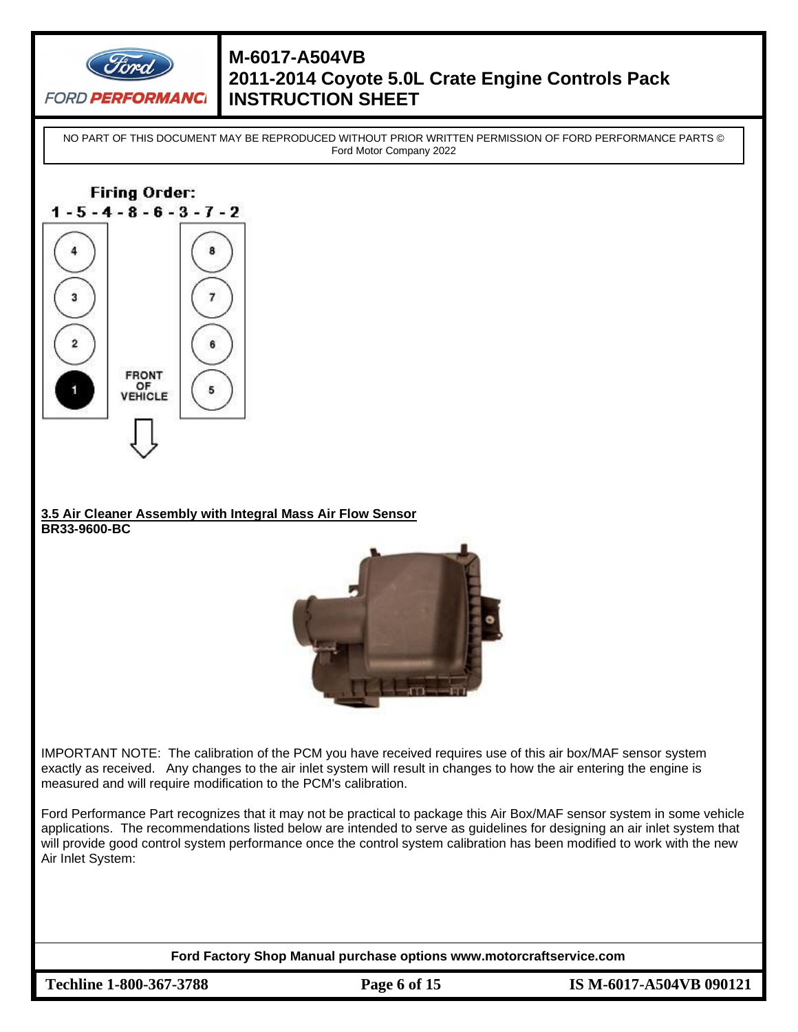NO PART OF THIS DOCUMENT MAY BE REPRODUCED WITHOUT PRIOR WRITTEN PERMISSION OF FORD PERFORMANCE PARTS © Ford Motor Company 2022

**Firing Order:**
**1 - 5 - 4 - 8 - 6 - 3 - 7 - 2**

FRONT OF VEHICLE

### 3.5 Air Cleaner Assembly with Integral Mass Air Flow Sensor

**BR33-9600-BC**

IMPORTANT NOTE: The calibration of the PCM you have received requires use of this air box/MAF sensor system exactly as received. Any changes to the air inlet system will result in changes to how the air entering the engine is measured and will require modification to the PCM's calibration.

Ford Performance Part recognizes that it may not be practical to package this Air Box/MAF sensor system in some vehicle applications. The recommendations listed below are intended to serve as guidelines for designing an air inlet system that will provide good control system performance once the control system calibration has been modified to work with the new Air Inlet System: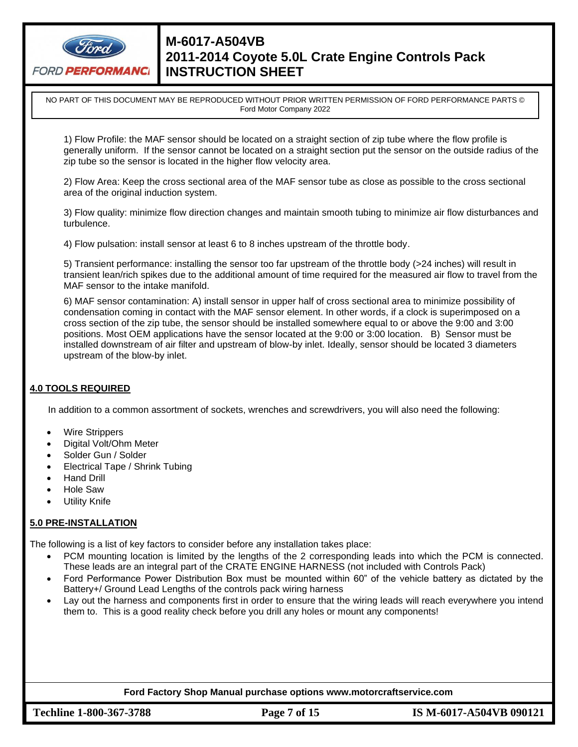1) Flow Profile: the MAF sensor should be located on a straight section of zip tube where the flow profile is generally uniform. If the sensor cannot be located on a straight section put the sensor on the outside radius of the zip tube so the sensor is located in the higher flow velocity area.

2) Flow Area: Keep the cross sectional area of the MAF sensor tube as close as possible to the cross sectional area of the original induction system.

3) Flow quality: minimize flow direction changes and maintain smooth tubing to minimize air flow disturbances and turbulence.

4) Flow pulsation: install sensor at least 6 to 8 inches upstream of the throttle body.

5) Transient performance: installing the sensor too far upstream of the throttle body (>24 inches) will result in transient lean/rich spikes due to the additional amount of time required for the measured air flow to travel from the MAF sensor to the intake manifold.

6) MAF sensor contamination: A) install sensor in upper half of cross sectional area to minimize possibility of condensation coming in contact with the MAF sensor element. In other words, if a clock is superimposed on a cross section of the zip tube, the sensor should be installed somewhere equal to or above the 9:00 and 3:00 positions. Most OEM applications have the sensor located at the 9:00 or 3:00 location. B) Sensor must be installed downstream of air filter and upstream of blow-by inlet. Ideally, sensor should be located 3 diameters upstream of the blow-by inlet.

## 4.0 TOOLS REQUIRED

In addition to a common assortment of sockets, wrenches and screwdrivers, you will also need the following:

- Wire Strippers
- Digital Volt/Ohm Meter
- Solder Gun / Solder
- Electrical Tape / Shrink Tubing
- Hand Drill
- Hole Saw
- Utility Knife

## 5.0 PRE-INSTALLATION

The following is a list of key factors to consider before any installation takes place:

- PCM mounting location is limited by the lengths of the 2 corresponding leads into which the PCM is connected. These leads are an integral part of the CRATE ENGINE HARNESS (not included with Controls Pack)
- Ford Performance Power Distribution Box must be mounted within 60" of the vehicle battery as dictated by the Battery+/ Ground Lead Lengths of the controls pack wiring harness
- Lay out the harness and components first in order to ensure that the wiring leads will reach everywhere you intend them to. This is a good reality check before you drill any holes or mount any components!

**Ford Factory Shop Manual purchase options www.motorcraftservice.com**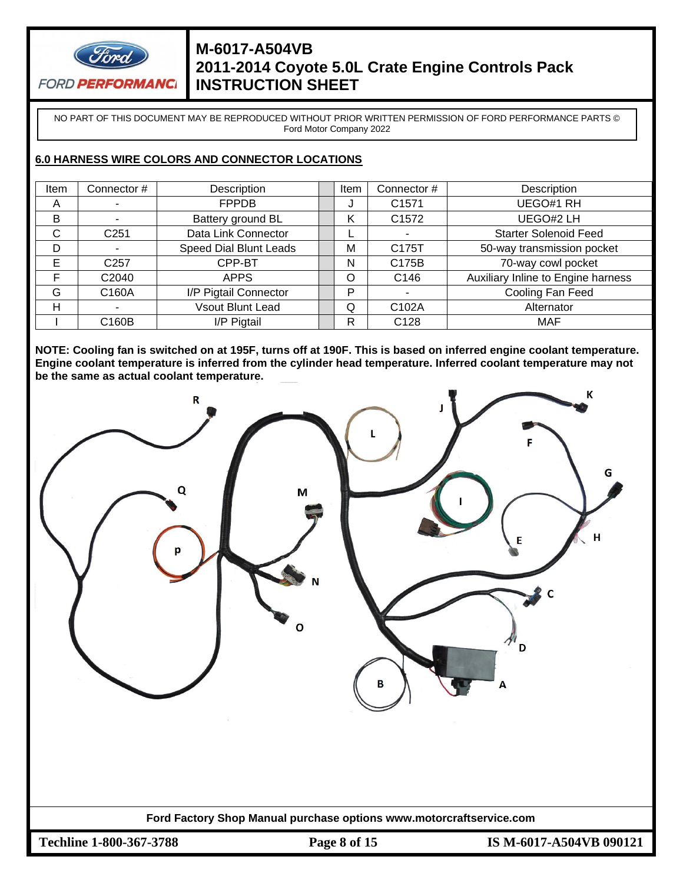NO PART OF THIS DOCUMENT MAY BE REPRODUCED WITHOUT PRIOR WRITTEN PERMISSION OF FORD PERFORMANCE PARTS © Ford Motor Company 2022

## 6.0 HARNESS WIRE COLORS AND CONNECTOR LOCATIONS

| Item | Connector # | Description | Item | Connector # | Description |
|---|---|---|---|---|---|
| A | - | FPPDB | J | C1571 | UEGO#1 RH |
| B | - | Battery ground BL | K | C1572 | UEGO#2 LH |
| C | C251 | Data Link Connector | L | - | Starter Solenoid Feed |
| D | - | Speed Dial Blunt Leads | M | C175T | 50-way transmission pocket |
| E | C257 | CPP-BT | N | C175B | 70-way cowl pocket |
| F | C2040 | APPS | O | C146 | Auxiliary Inline to Engine harness |
| G | C160A | I/P Pigtail Connector | P | - | Cooling Fan Feed |
| H | - | Vsout Blunt Lead | Q | C102A | Alternator |
| I | C160B | I/P Pigtail | R | C128 | MAF |

**NOTE: Cooling fan is switched on at 195F, turns off at 190F. This is based on inferred engine coolant temperature. Engine coolant temperature is inferred from the cylinder head temperature. Inferred coolant temperature may not be the same as actual coolant temperature.**

Ford Factory Shop Manual purchase options www.motorcraftservice.com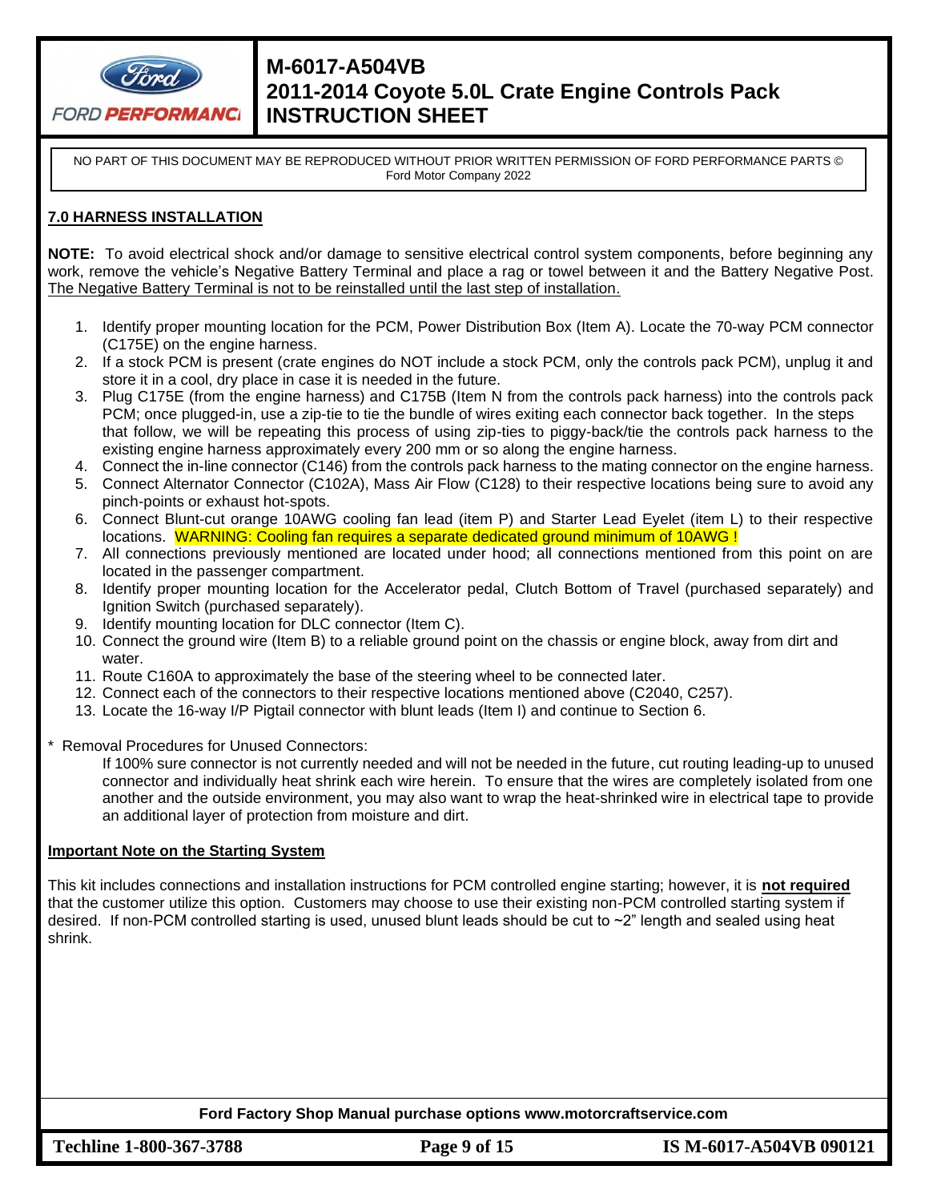## 7.0 HARNESS INSTALLATION

**NOTE:** To avoid electrical shock and/or damage to sensitive electrical control system components, before beginning any work, remove the vehicle's Negative Battery Terminal and place a rag or towel between it and the Battery Negative Post. The Negative Battery Terminal is not to be reinstalled until the last step of installation.

1. Identify proper mounting location for the PCM, Power Distribution Box (Item A). Locate the 70-way PCM connector (C175E) on the engine harness.
2. If a stock PCM is present (crate engines do NOT include a stock PCM, only the controls pack PCM), unplug it and store it in a cool, dry place in case it is needed in the future.
3. Plug C175E (from the engine harness) and C175B (Item N from the controls pack harness) into the controls pack PCM; once plugged-in, use a zip-tie to tie the bundle of wires exiting each connector back together. In the steps that follow, we will be repeating this process of using zip-ties to piggy-back/tie the controls pack harness to the existing engine harness approximately every 200 mm or so along the engine harness.
4. Connect the in-line connector (C146) from the controls pack harness to the mating connector on the engine harness.
5. Connect Alternator Connector (C102A), Mass Air Flow (C128) to their respective locations being sure to avoid any pinch-points or exhaust hot-spots.
6. Connect Blunt-cut orange 10AWG cooling fan lead (item P) and Starter Lead Eyelet (item L) to their respective locations. WARNING: Cooling fan requires a separate dedicated ground minimum of 10AWG !
7. All connections previously mentioned are located under hood; all connections mentioned from this point on are located in the passenger compartment.
8. Identify proper mounting location for the Accelerator pedal, Clutch Bottom of Travel (purchased separately) and Ignition Switch (purchased separately).
9. Identify mounting location for DLC connector (Item C).
10. Connect the ground wire (Item B) to a reliable ground point on the chassis or engine block, away from dirt and water.
11. Route C160A to approximately the base of the steering wheel to be connected later.
12. Connect each of the connectors to their respective locations mentioned above (C2040, C257).
13. Locate the 16-way I/P Pigtail connector with blunt leads (Item I) and continue to Section 6.

\* Removal Procedures for Unused Connectors:

If 100% sure connector is not currently needed and will not be needed in the future, cut routing leading-up to unused connector and individually heat shrink each wire herein. To ensure that the wires are completely isolated from one another and the outside environment, you may also want to wrap the heat-shrinked wire in electrical tape to provide an additional layer of protection from moisture and dirt.

### Important Note on the Starting System

This kit includes connections and installation instructions for PCM controlled engine starting; however, it is **not required** that the customer utilize this option. Customers may choose to use their existing non-PCM controlled starting system if desired. If non-PCM controlled starting is used, unused blunt leads should be cut to ~2" length and sealed using heat shrink.

**Ford Factory Shop Manual purchase options www.motorcraftservice.com**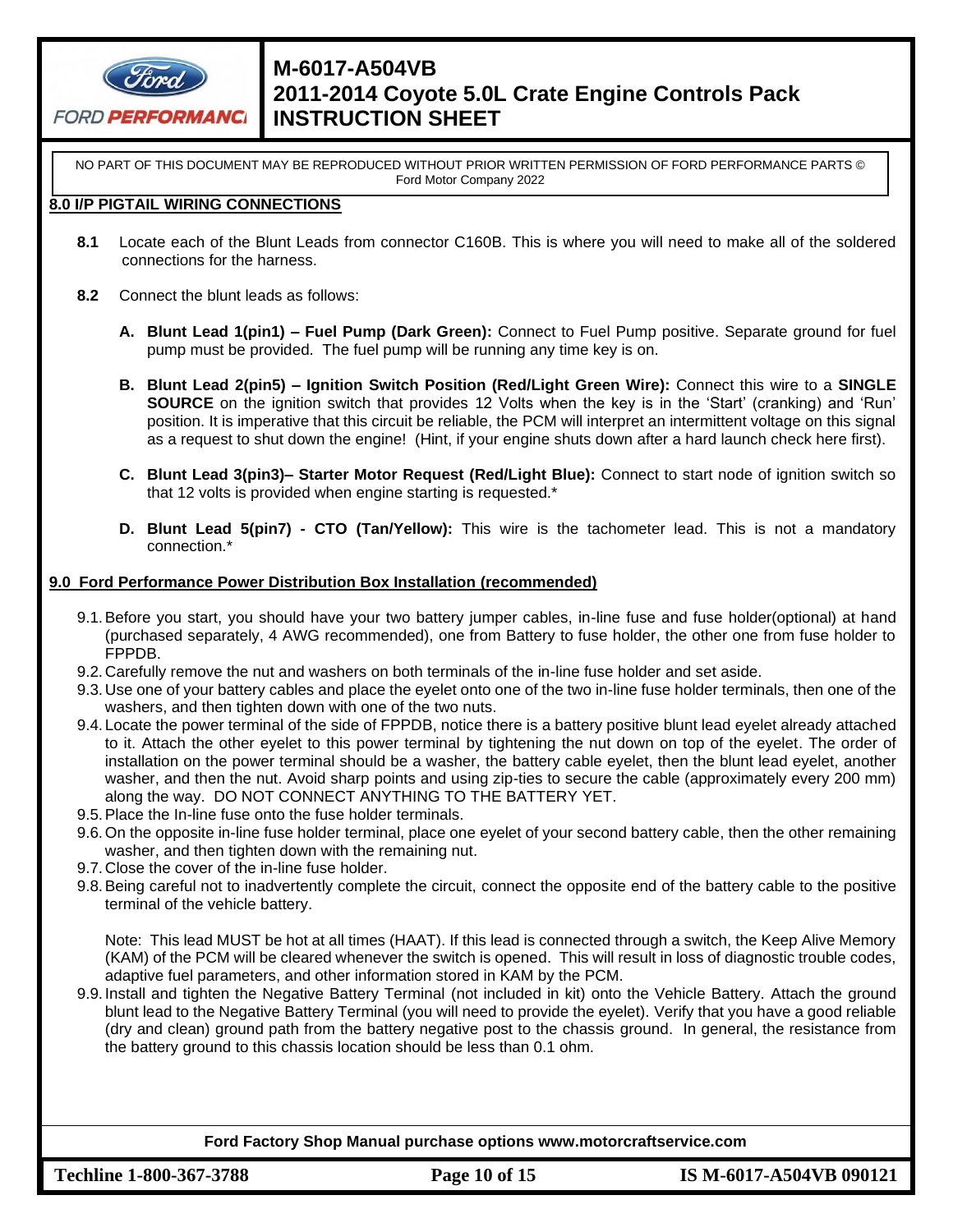NO PART OF THIS DOCUMENT MAY BE REPRODUCED WITHOUT PRIOR WRITTEN PERMISSION OF FORD PERFORMANCE PARTS © Ford Motor Company 2022

## 8.0 I/P PIGTAIL WIRING CONNECTIONS

**8.1** Locate each of the Blunt Leads from connector C160B. This is where you will need to make all of the soldered connections for the harness.

**8.2** Connect the blunt leads as follows:

**A. Blunt Lead 1(pin1) – Fuel Pump (Dark Green):** Connect to Fuel Pump positive. Separate ground for fuel pump must be provided. The fuel pump will be running any time key is on.

**B. Blunt Lead 2(pin5) – Ignition Switch Position (Red/Light Green Wire):** Connect this wire to a **SINGLE SOURCE** on the ignition switch that provides 12 Volts when the key is in the 'Start' (cranking) and 'Run' position. It is imperative that this circuit be reliable, the PCM will interpret an intermittent voltage on this signal as a request to shut down the engine! (Hint, if your engine shuts down after a hard launch check here first).

**C. Blunt Lead 3(pin3)– Starter Motor Request (Red/Light Blue):** Connect to start node of ignition switch so that 12 volts is provided when engine starting is requested.*

**D. Blunt Lead 5(pin7) - CTO (Tan/Yellow):** This wire is the tachometer lead. This is not a mandatory connection.*

## 9.0 Ford Performance Power Distribution Box Installation (recommended)

9.1. Before you start, you should have your two battery jumper cables, in-line fuse and fuse holder(optional) at hand (purchased separately, 4 AWG recommended), one from Battery to fuse holder, the other one from fuse holder to FPPDB.

9.2. Carefully remove the nut and washers on both terminals of the in-line fuse holder and set aside.

9.3. Use one of your battery cables and place the eyelet onto one of the two in-line fuse holder terminals, then one of the washers, and then tighten down with one of the two nuts.

9.4. Locate the power terminal of the side of FPPDB, notice there is a battery positive blunt lead eyelet already attached to it. Attach the other eyelet to this power terminal by tightening the nut down on top of the eyelet. The order of installation on the power terminal should be a washer, the battery cable eyelet, then the blunt lead eyelet, another washer, and then the nut. Avoid sharp points and using zip-ties to secure the cable (approximately every 200 mm) along the way. DO NOT CONNECT ANYTHING TO THE BATTERY YET.

9.5. Place the In-line fuse onto the fuse holder terminals.

9.6. On the opposite in-line fuse holder terminal, place one eyelet of your second battery cable, then the other remaining washer, and then tighten down with the remaining nut.

9.7. Close the cover of the in-line fuse holder.

9.8. Being careful not to inadvertently complete the circuit, connect the opposite end of the battery cable to the positive terminal of the vehicle battery.

Note: This lead MUST be hot at all times (HAAT). If this lead is connected through a switch, the Keep Alive Memory (KAM) of the PCM will be cleared whenever the switch is opened. This will result in loss of diagnostic trouble codes, adaptive fuel parameters, and other information stored in KAM by the PCM.

9.9. Install and tighten the Negative Battery Terminal (not included in kit) onto the Vehicle Battery. Attach the ground blunt lead to the Negative Battery Terminal (you will need to provide the eyelet). Verify that you have a good reliable (dry and clean) ground path from the battery negative post to the chassis ground. In general, the resistance from the battery ground to this chassis location should be less than 0.1 ohm.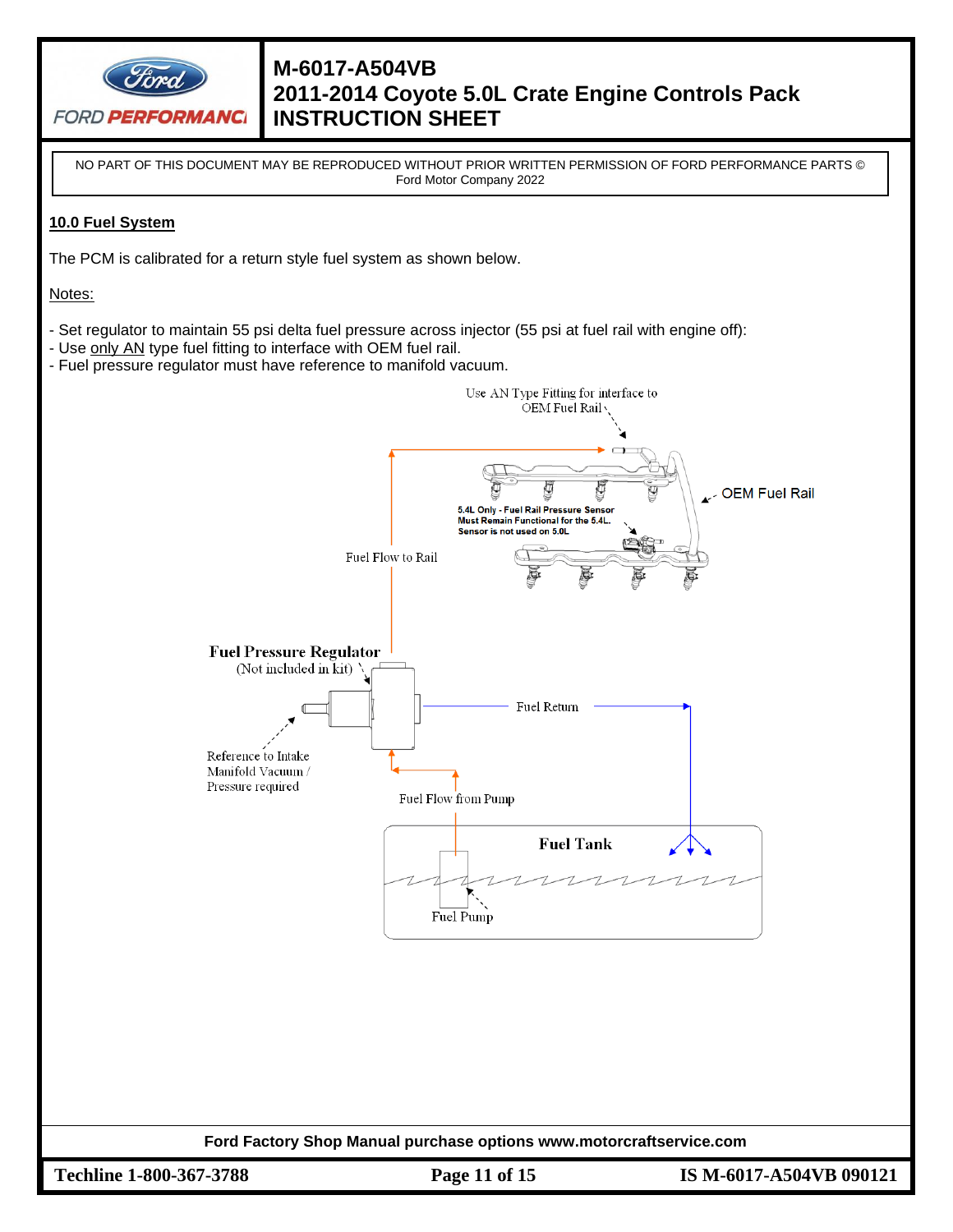NO PART OF THIS DOCUMENT MAY BE REPRODUCED WITHOUT PRIOR WRITTEN PERMISSION OF FORD PERFORMANCE PARTS © Ford Motor Company 2022

## 10.0 Fuel System

The PCM is calibrated for a return style fuel system as shown below.

Notes:

- Set regulator to maintain 55 psi delta fuel pressure across injector (55 psi at fuel rail with engine off):
- Use only AN type fuel fitting to interface with OEM fuel rail.
- Fuel pressure regulator must have reference to manifold vacuum.

Use AN Type Fitting for interface to OEM Fuel Rail

OEM Fuel Rail

5.4L Only - Fuel Rail Pressure Sensor Must Remain Functional for the 5.4L. Sensor is not used on 5.0L

Fuel Flow to Rail

Fuel Pressure Regulator (Not included in kit)

Fuel Return

Reference to Intake Manifold Vacuum / Pressure required

Fuel Flow from Pump

Fuel Tank

Fuel Pump

Ford Factory Shop Manual purchase options www.motorcraftservice.com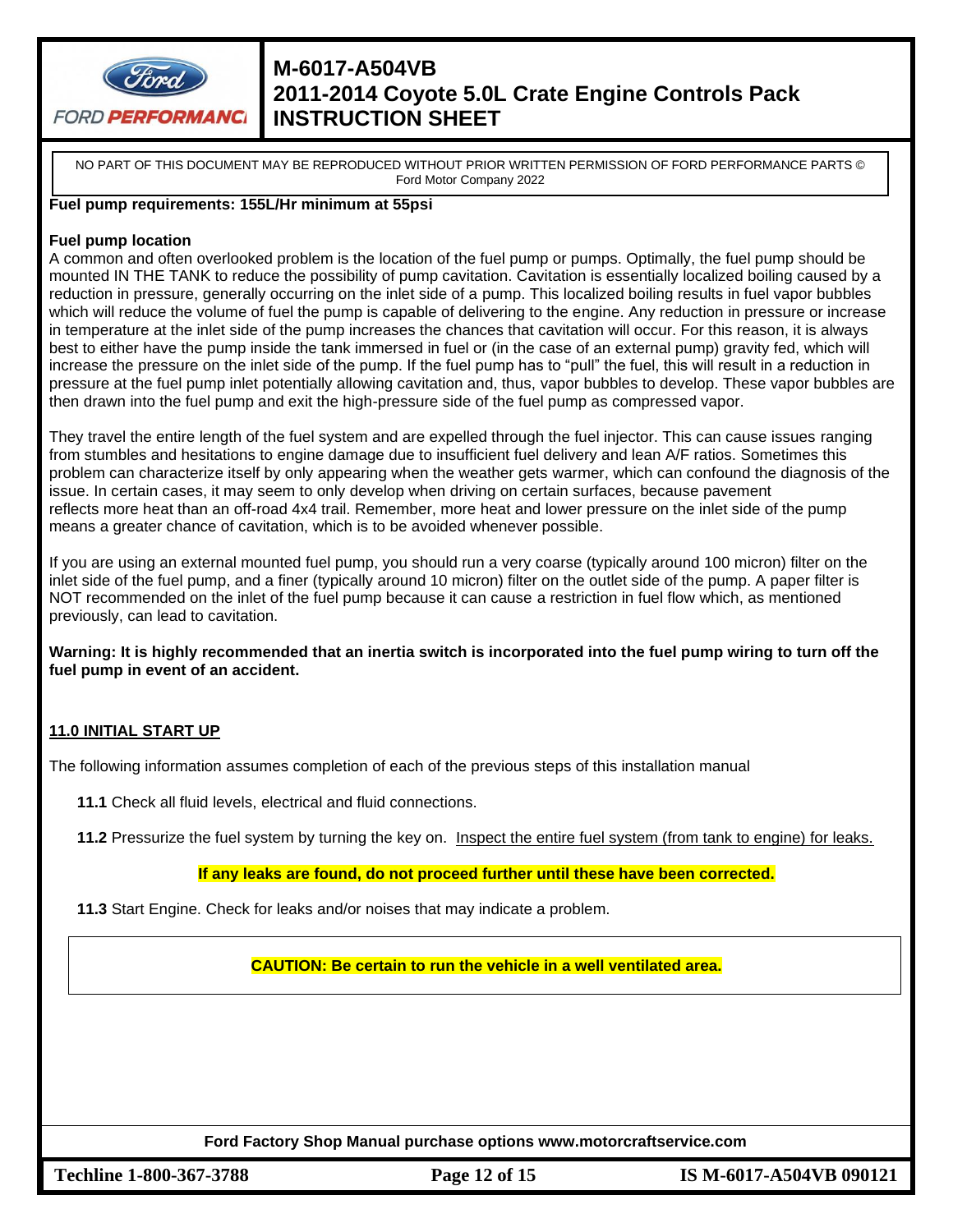NO PART OF THIS DOCUMENT MAY BE REPRODUCED WITHOUT PRIOR WRITTEN PERMISSION OF FORD PERFORMANCE PARTS © Ford Motor Company 2022

**Fuel pump requirements: 155L/Hr minimum at 55psi**

**Fuel pump location**

A common and often overlooked problem is the location of the fuel pump or pumps. Optimally, the fuel pump should be mounted IN THE TANK to reduce the possibility of pump cavitation. Cavitation is essentially localized boiling caused by a reduction in pressure, generally occurring on the inlet side of a pump. This localized boiling results in fuel vapor bubbles which will reduce the volume of fuel the pump is capable of delivering to the engine. Any reduction in pressure or increase in temperature at the inlet side of the pump increases the chances that cavitation will occur. For this reason, it is always best to either have the pump inside the tank immersed in fuel or (in the case of an external pump) gravity fed, which will increase the pressure on the inlet side of the pump. If the fuel pump has to "pull" the fuel, this will result in a reduction in pressure at the fuel pump inlet potentially allowing cavitation and, thus, vapor bubbles to develop. These vapor bubbles are then drawn into the fuel pump and exit the high-pressure side of the fuel pump as compressed vapor.

They travel the entire length of the fuel system and are expelled through the fuel injector. This can cause issues ranging from stumbles and hesitations to engine damage due to insufficient fuel delivery and lean A/F ratios. Sometimes this problem can characterize itself by only appearing when the weather gets warmer, which can confound the diagnosis of the issue. In certain cases, it may seem to only develop when driving on certain surfaces, because pavement reflects more heat than an off-road 4x4 trail. Remember, more heat and lower pressure on the inlet side of the pump means a greater chance of cavitation, which is to be avoided whenever possible.

If you are using an external mounted fuel pump, you should run a very coarse (typically around 100 micron) filter on the inlet side of the fuel pump, and a finer (typically around 10 micron) filter on the outlet side of the pump. A paper filter is NOT recommended on the inlet of the fuel pump because it can cause a restriction in fuel flow which, as mentioned previously, can lead to cavitation.

**Warning: It is highly recommended that an inertia switch is incorporated into the fuel pump wiring to turn off the fuel pump in event of an accident.**

## 11.0 INITIAL START UP

The following information assumes completion of each of the previous steps of this installation manual

**11.1** Check all fluid levels, electrical and fluid connections.

**11.2** Pressurize the fuel system by turning the key on. Inspect the entire fuel system (from tank to engine) for leaks.

**If any leaks are found, do not proceed further until these have been corrected.**

**11.3** Start Engine. Check for leaks and/or noises that may indicate a problem.

**CAUTION: Be certain to run the vehicle in a well ventilated area.**

**Ford Factory Shop Manual purchase options www.motorcraftservice.com**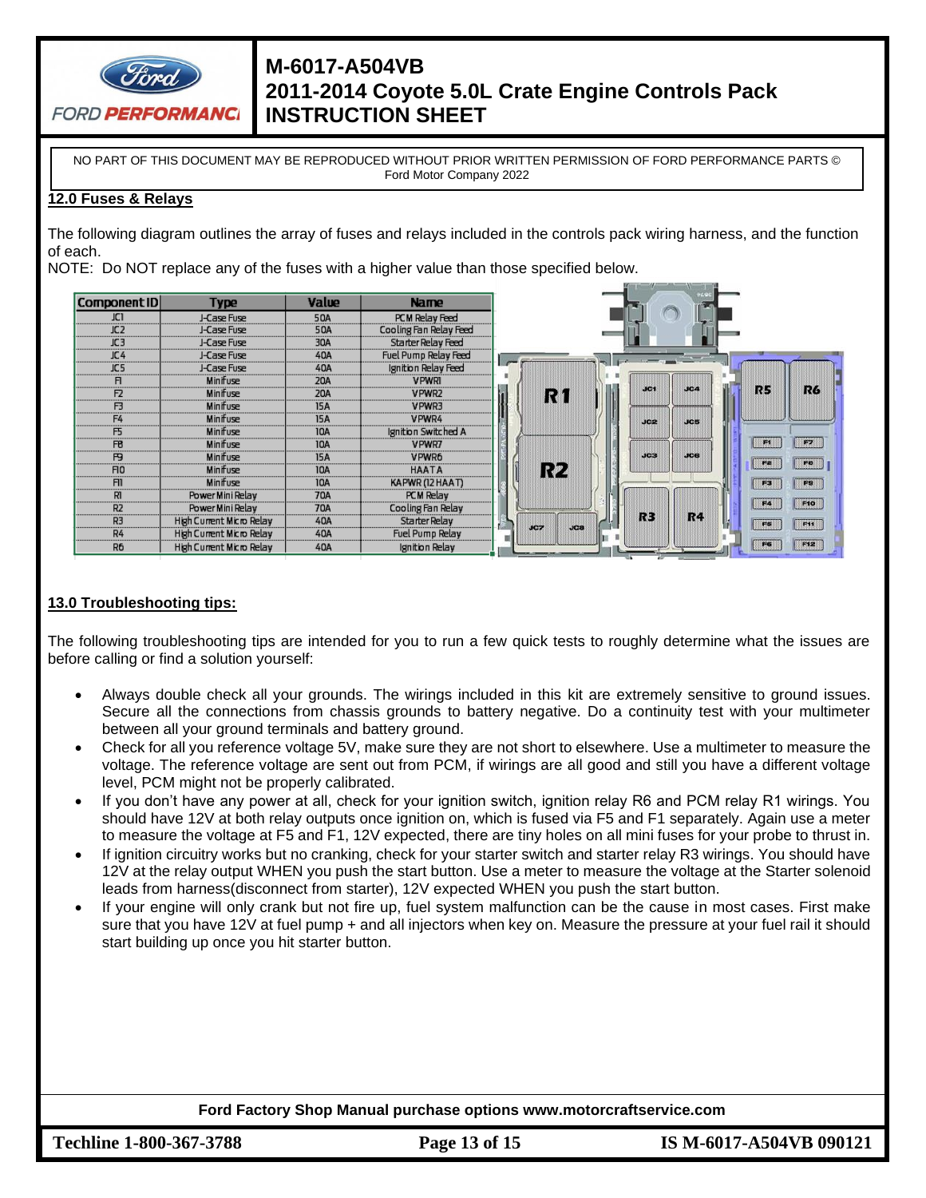NO PART OF THIS DOCUMENT MAY BE REPRODUCED WITHOUT PRIOR WRITTEN PERMISSION OF FORD PERFORMANCE PARTS © Ford Motor Company 2022

## 12.0 Fuses & Relays

The following diagram outlines the array of fuses and relays included in the controls pack wiring harness, and the function of each.
NOTE: Do NOT replace any of the fuses with a higher value than those specified below.

| Component ID | Type | Value | Name |
|---|---|---|---|
| JC1 | J-Case Fuse | 50A | PCM Relay Feed |
| JC2 | J-Case Fuse | 50A | Cooling Fan Relay Feed |
| JC3 | J-Case Fuse | 30A | Starter Relay Feed |
| JC4 | J-Case Fuse | 40A | Fuel Pump Relay Feed |
| JC5 | J-Case Fuse | 40A | Ignition Relay Feed |
| F1 | Minifuse | 20A | VPWR1 |
| F2 | Minifuse | 20A | VPWR2 |
| F3 | Minifuse | 15A | VPWR3 |
| F4 | Minifuse | 15A | VPWR4 |
| F5 | Minifuse | 10A | Ignition Switched A |
| F8 | Minifuse | 10A | VPWR7 |
| F9 | Minifuse | 15A | VPWR6 |
| F10 | Minifuse | 10A | HAAT A |
| F11 | Minifuse | 10A | KAPWR (12 HAAT) |
| R1 | Power Mini Relay | 70A | PCM Relay |
| R2 | Power Mini Relay | 70A | Cooling Fan Relay |
| R3 | High Current Micro Relay | 40A | Starter Relay |
| R4 | High Current Micro Relay | 40A | Fuel Pump Relay |
| R6 | High Current Micro Relay | 40A | Ignition Relay |

## 13.0 Troubleshooting tips:

The following troubleshooting tips are intended for you to run a few quick tests to roughly determine what the issues are before calling or find a solution yourself:

- Always double check all your grounds. The wirings included in this kit are extremely sensitive to ground issues. Secure all the connections from chassis grounds to battery negative. Do a continuity test with your multimeter between all your ground terminals and battery ground.
- Check for all you reference voltage 5V, make sure they are not short to elsewhere. Use a multimeter to measure the voltage. The reference voltage are sent out from PCM, if wirings are all good and still you have a different voltage level, PCM might not be properly calibrated.
- If you don't have any power at all, check for your ignition switch, ignition relay R6 and PCM relay R1 wirings. You should have 12V at both relay outputs once ignition on, which is fused via F5 and F1 separately. Again use a meter to measure the voltage at F5 and F1, 12V expected, there are tiny holes on all mini fuses for your probe to thrust in.
- If ignition circuitry works but no cranking, check for your starter switch and starter relay R3 wirings. You should have 12V at the relay output WHEN you push the start button. Use a meter to measure the voltage at the Starter solenoid leads from harness(disconnect from starter), 12V expected WHEN you push the start button.
- If your engine will only crank but not fire up, fuel system malfunction can be the cause in most cases. First make sure that you have 12V at fuel pump + and all injectors when key on. Measure the pressure at your fuel rail it should start building up once you hit starter button.

**Ford Factory Shop Manual purchase options www.motorcraftservice.com**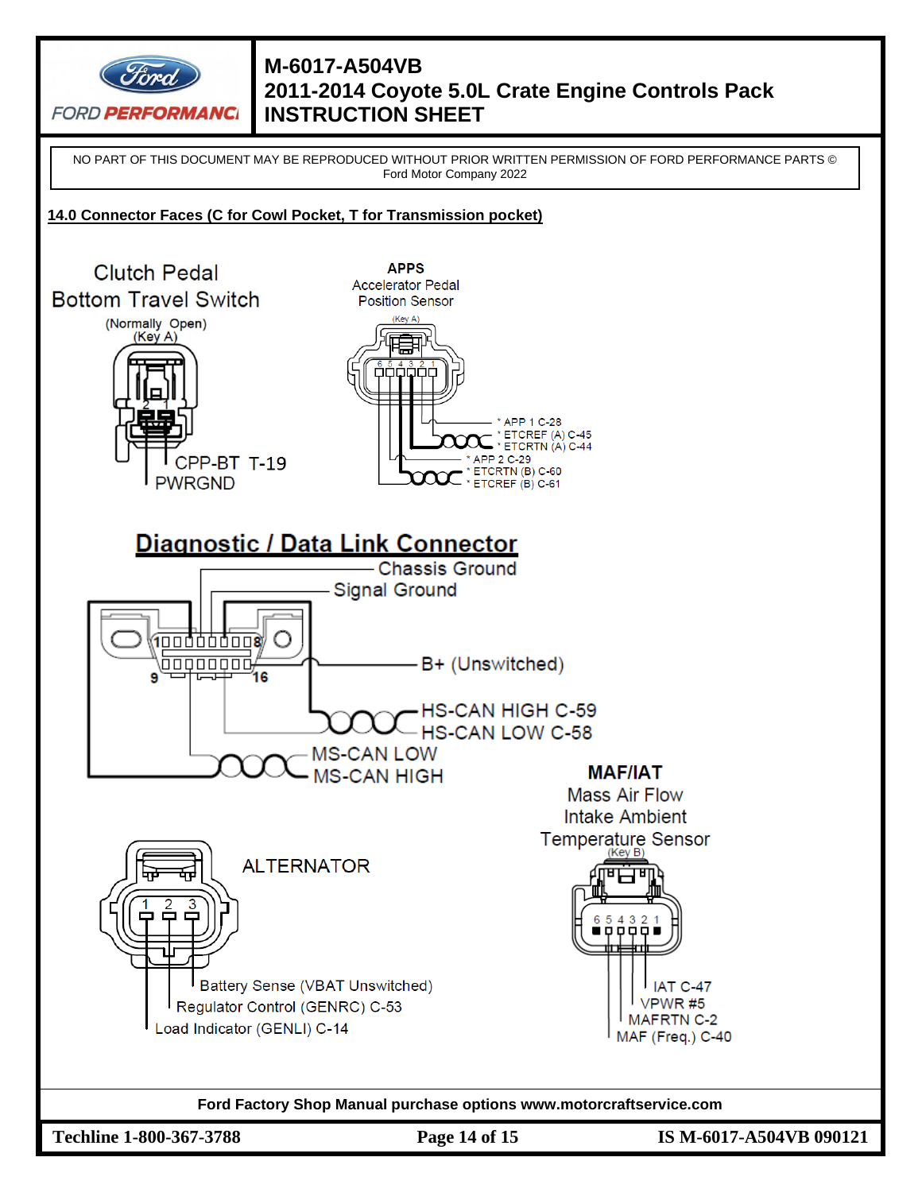NO PART OF THIS DOCUMENT MAY BE REPRODUCED WITHOUT PRIOR WRITTEN PERMISSION OF FORD PERFORMANCE PARTS © Ford Motor Company 2022

## 14.0 Connector Faces (C for Cowl Pocket, T for Transmission pocket)

**Clutch Pedal Bottom Travel Switch**

(Normally Open)
(Key A)

2 1

CPP-BT T-19
PWRGND

**APPS**
Accelerator Pedal Position Sensor

(Key A)

6 5 4 3 2 1

* APP 1 C-28
* ETCREF (A) C-45
* ETCRTN (A) C-44
* APP 2 C-29
* ETCRTN (B) C-60
* ETCREF (B) C-61

**Diagnostic / Data Link Connector**

1 8
9 16

Chassis Ground
Signal Ground
B+ (Unswitched)
HS-CAN HIGH C-59
HS-CAN LOW C-58
MS-CAN LOW
MS-CAN HIGH

**ALTERNATOR**

1 2 3

Battery Sense (VBAT Unswitched)
Regulator Control (GENRC) C-53
Load Indicator (GENLI) C-14

**MAF/IAT**
Mass Air Flow Intake Ambient Temperature Sensor

(Key B)

6 5 4 3 2 1

IAT C-47
VPWR #5
MAFRTN C-2
MAF (Freq.) C-40

**Ford Factory Shop Manual purchase options www.motorcraftservice.com**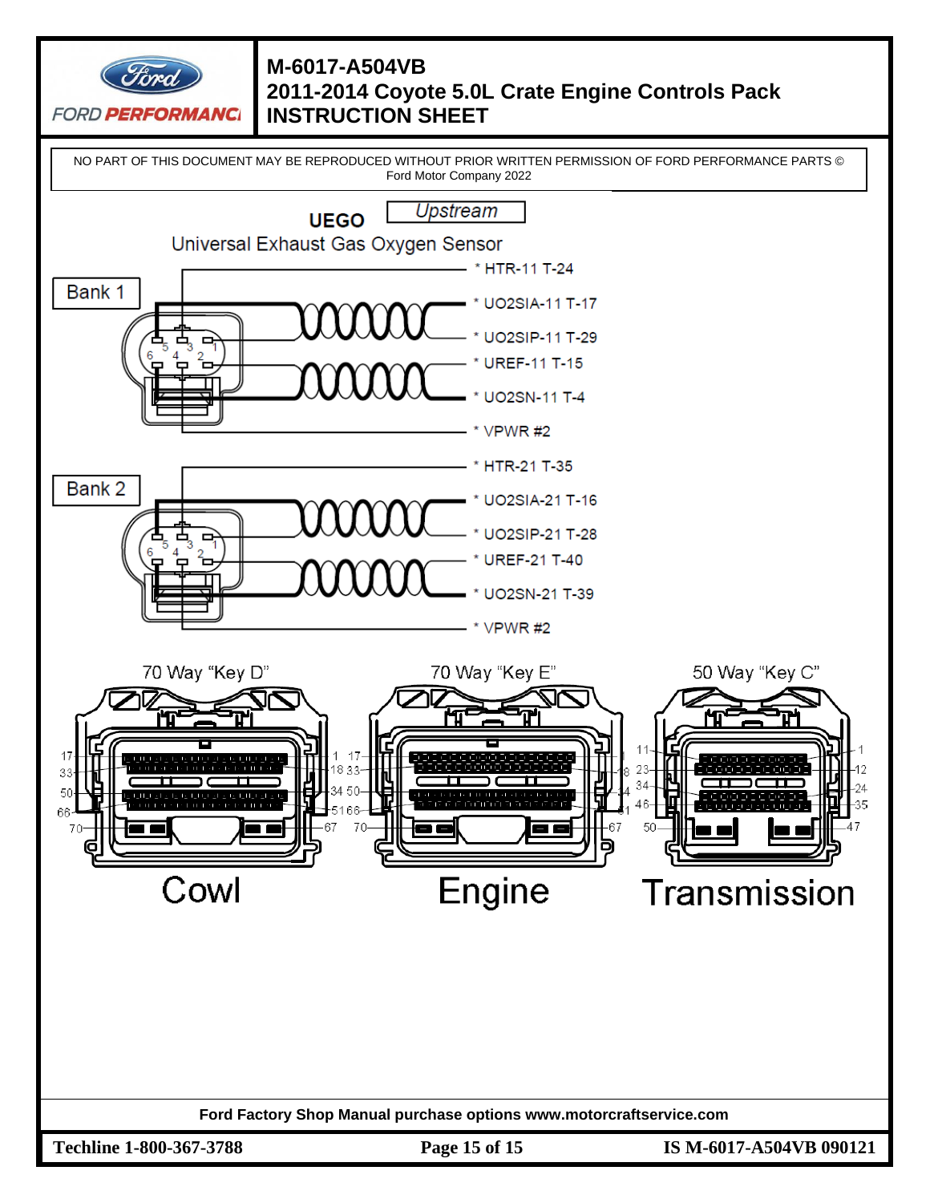NO PART OF THIS DOCUMENT MAY BE REPRODUCED WITHOUT PRIOR WRITTEN PERMISSION OF FORD PERFORMANCE PARTS © Ford Motor Company 2022

**UEGO** Upstream

Universal Exhaust Gas Oxygen Sensor

Bank 1

* HTR-11 T-24
* UO2SIA-11 T-17
* UO2SIP-11 T-29
* UREF-11 T-15
* UO2SN-11 T-4
* VPWR #2

Bank 2

* HTR-21 T-35
* UO2SIA-21 T-16
* UO2SIP-21 T-28
* UREF-21 T-40
* UO2SN-21 T-39
* VPWR #2

70 Way "Key D"

17 33 50 66 70 1 18 34 51 67

Cowl

70 Way "Key E"

17 33 50 66 70 1 18 34 51 67

Engine

50 Way "Key C"

11 23 34 46 50 1 12 24 35 47

Transmission

Ford Factory Shop Manual purchase options www.motorcraftservice.com

Techline 1-800-367-3788

IS M-6017-A504VB 090121